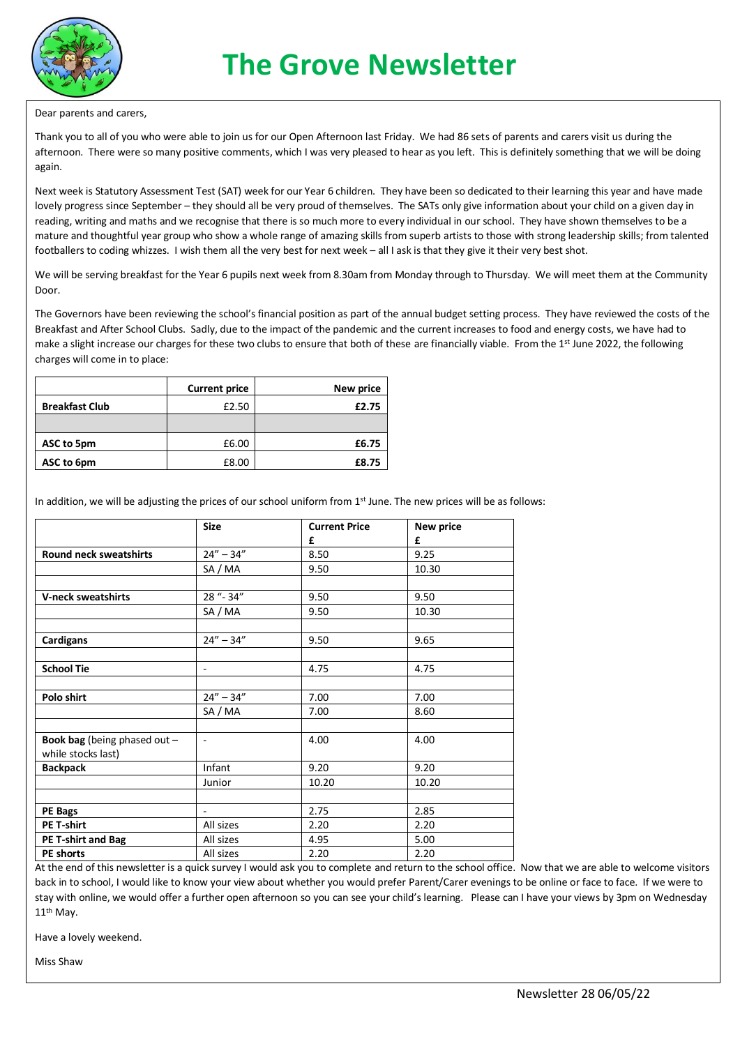# The Grove Newsletter

Dear parents and carers,

Thank you to all of you who were able to join us for our Open Afternoon last Friday. We had 86 sets of parents and carers visit us during the afternoon. There were so many positive comments, which I was very pleased to hear as you left. This is definitely something that we will be doing again.

Next week is Statutory Assessment Test (SAT) week for our Year 6 children. They have been so dedicated to their learning this year and have made lovely progress since September – they should all be very proud of themselves. The SATs only give information about your child on a given day in reading, writing and maths and we recognise that there is so much more to every individual in our school. They have shown themselves to be a mature and thoughtful year group who show a whole range of amazing skills from superb artists to those with strong leadership skills; from talented footballers to coding whizzes. I wish them all the very best for next week – all I ask is that they give it their very best shot.

We will be serving breakfast for the Year 6 pupils next week from 8.30am from Monday through to Thursday. We will meet them at the Community Door.

The Governors have been reviewing the school's financial position as part of the annual budget setting process. They have reviewed the costs of the Breakfast and After School Clubs. Sadly, due to the impact of the pandemic and the current increases to food and energy costs, we have had to make a slight increase our charges for these two clubs to ensure that both of these are financially viable. From the 1st June 2022, the following charges will come in to place:

| | Current price | New price |
|---|---|---|
| **Breakfast Club** | £2.50 | **£2.75** |
| | | |
| **ASC to 5pm** | £6.00 | **£6.75** |
| **ASC to 6pm** | £8.00 | **£8.75** |

In addition, we will be adjusting the prices of our school uniform from 1st June. The new prices will be as follows:

| | Size | Current Price £ | New price £ |
|---|---|---|---|
| **Round neck sweatshirts** | 24" – 34" | 8.50 | 9.25 |
| | SA / MA | 9.50 | 10.30 |
| | | | |
| **V-neck sweatshirts** | 28 "- 34" | 9.50 | 9.50 |
| | SA / MA | 9.50 | 10.30 |
| | | | |
| **Cardigans** | 24" – 34" | 9.50 | 9.65 |
| | | | |
| **School Tie** | - | 4.75 | 4.75 |
| | | | |
| **Polo shirt** | 24" – 34" | 7.00 | 7.00 |
| | SA / MA | 7.00 | 8.60 |
| | | | |
| **Book bag** (being phased out – while stocks last) | - | 4.00 | 4.00 |
| **Backpack** | Infant | 9.20 | 9.20 |
| | Junior | 10.20 | 10.20 |
| | | | |
| **PE Bags** | - | 2.75 | 2.85 |
| **PE T-shirt** | All sizes | 2.20 | 2.20 |
| **PE T-shirt and Bag** | All sizes | 4.95 | 5.00 |
| **PE shorts** | All sizes | 2.20 | 2.20 |

At the end of this newsletter is a quick survey I would ask you to complete and return to the school office. Now that we are able to welcome visitors back in to school, I would like to know your view about whether you would prefer Parent/Carer evenings to be online or face to face. If we were to stay with online, we would offer a further open afternoon so you can see your child's learning. Please can I have your views by 3pm on Wednesday 11th May.

Have a lovely weekend.

Miss Shaw

Newsletter 28 06/05/22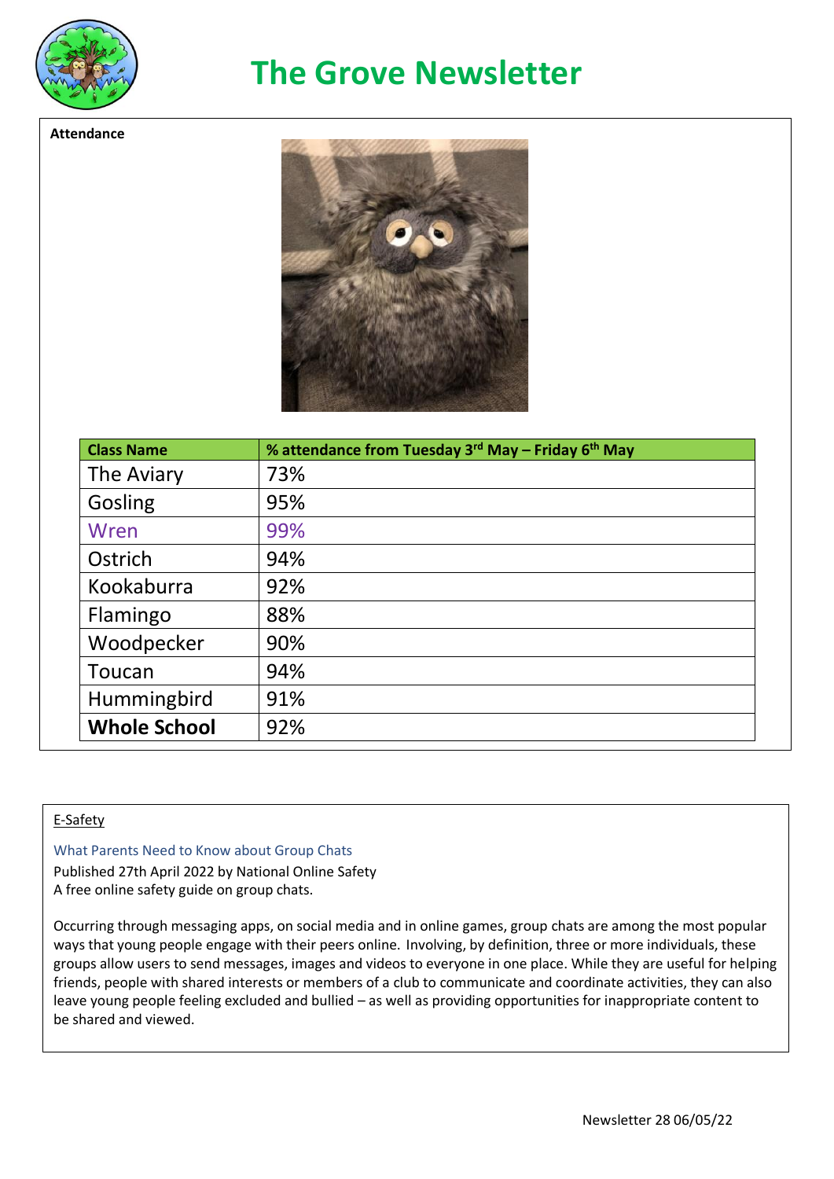# The Grove Newsletter

**Attendance**

| Class Name | % attendance from Tuesday 3rd May – Friday 6th May |
|---|---|
| The Aviary | 73% |
| Gosling | 95% |
| Wren | 99% |
| Ostrich | 94% |
| Kookaburra | 92% |
| Flamingo | 88% |
| Woodpecker | 90% |
| Toucan | 94% |
| Hummingbird | 91% |
| **Whole School** | 92% |

E-Safety

What Parents Need to Know about Group Chats
Published 27th April 2022 by National Online Safety
A free online safety guide on group chats.

Occurring through messaging apps, on social media and in online games, group chats are among the most popular ways that young people engage with their peers online. Involving, by definition, three or more individuals, these groups allow users to send messages, images and videos to everyone in one place. While they are useful for helping friends, people with shared interests or members of a club to communicate and coordinate activities, they can also leave young people feeling excluded and bullied – as well as providing opportunities for inappropriate content to be shared and viewed.

Newsletter 28 06/05/22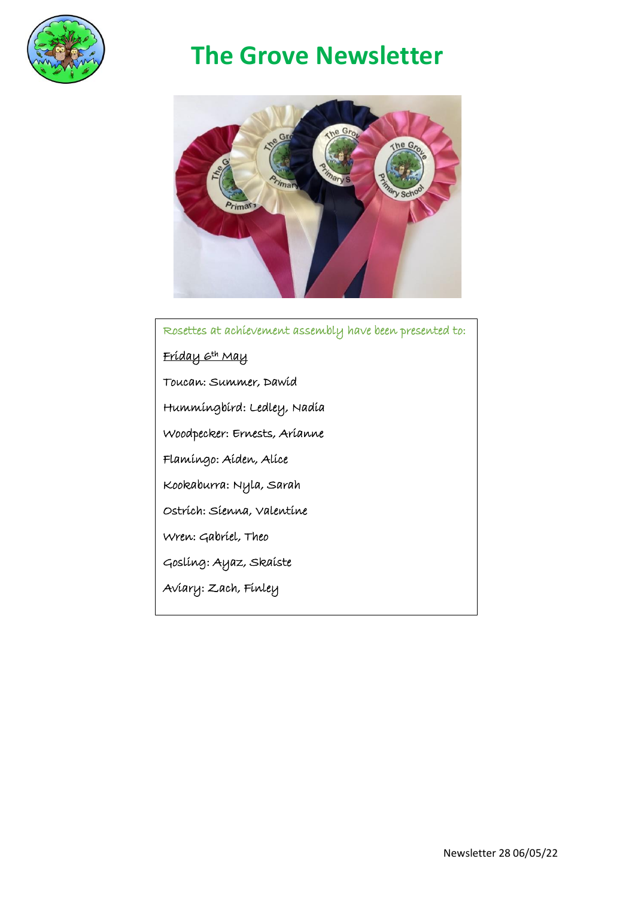# The Grove Newsletter

Rosettes at achievement assembly have been presented to:

Friday 6th May

Toucan: Summer, Dawid

Hummingbird: Ledley, Nadia

Woodpecker: Ernests, Arianne

Flamingo: Aiden, Alice

Kookaburra: Nyla, Sarah

Ostrich: Sienna, Valentine

Wren: Gabriel, Theo

Gosling: Ayaz, Skaiste

Aviary: Zach, Finley

Newsletter 28 06/05/22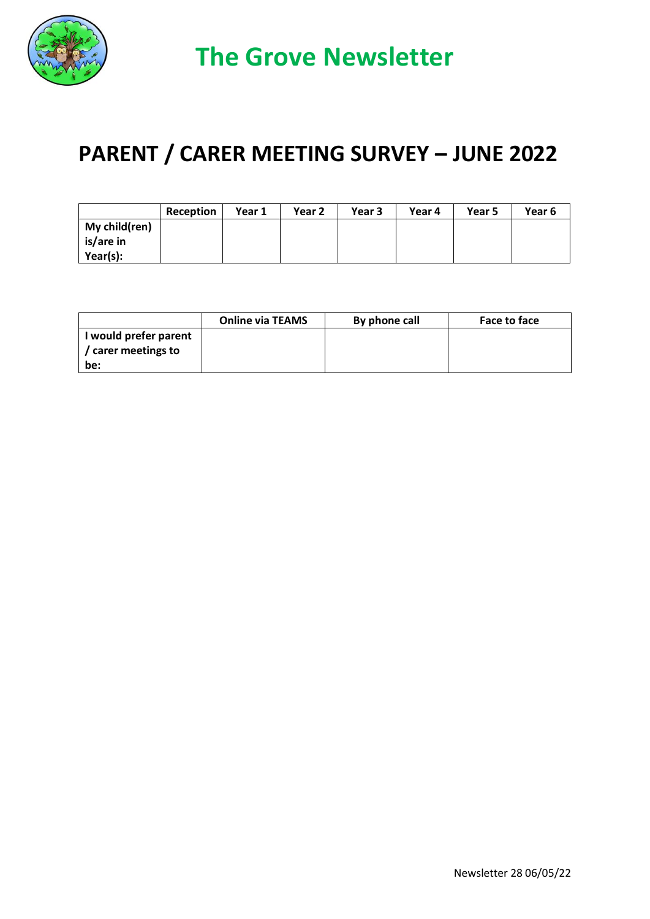# The Grove Newsletter

## PARENT / CARER MEETING SURVEY – JUNE 2022

| | Reception | Year 1 | Year 2 | Year 3 | Year 4 | Year 5 | Year 6 |
|---|---|---|---|---|---|---|---|
| **My child(ren) is/are in Year(s):** | | | | | | | |

| | Online via TEAMS | By phone call | Face to face |
|---|---|---|---|
| **I would prefer parent / carer meetings to be:** | | | |

Newsletter 28 06/05/22